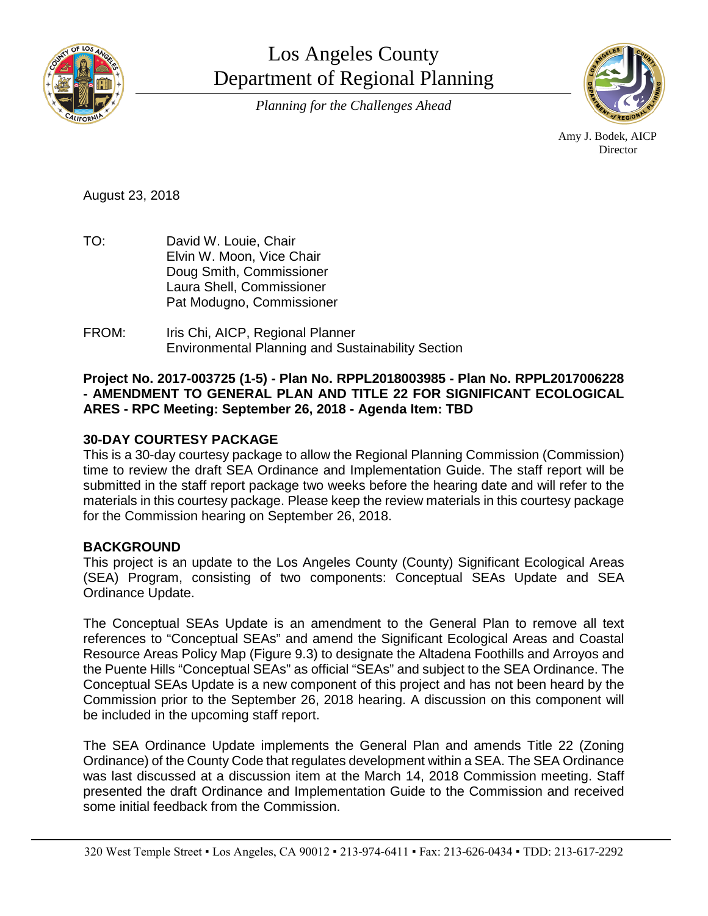# Los Angeles County
# Department of Regional Planning

*Planning for the Challenges Ahead*

Amy J. Bodek, AICP
Director

August 23, 2018

TO: David W. Louie, Chair
Elvin W. Moon, Vice Chair
Doug Smith, Commissioner
Laura Shell, Commissioner
Pat Modugno, Commissioner

FROM: Iris Chi, AICP, Regional Planner
Environmental Planning and Sustainability Section

**Project No. 2017-003725 (1-5) - Plan No. RPPL2018003985 - Plan No. RPPL2017006228 - AMENDMENT TO GENERAL PLAN AND TITLE 22 FOR SIGNIFICANT ECOLOGICAL ARES - RPC Meeting: September 26, 2018 - Agenda Item: TBD**

**30-DAY COURTESY PACKAGE**

This is a 30-day courtesy package to allow the Regional Planning Commission (Commission) time to review the draft SEA Ordinance and Implementation Guide. The staff report will be submitted in the staff report package two weeks before the hearing date and will refer to the materials in this courtesy package. Please keep the review materials in this courtesy package for the Commission hearing on September 26, 2018.

**BACKGROUND**

This project is an update to the Los Angeles County (County) Significant Ecological Areas (SEA) Program, consisting of two components: Conceptual SEAs Update and SEA Ordinance Update.

The Conceptual SEAs Update is an amendment to the General Plan to remove all text references to "Conceptual SEAs" and amend the Significant Ecological Areas and Coastal Resource Areas Policy Map (Figure 9.3) to designate the Altadena Foothills and Arroyos and the Puente Hills "Conceptual SEAs" as official "SEAs" and subject to the SEA Ordinance. The Conceptual SEAs Update is a new component of this project and has not been heard by the Commission prior to the September 26, 2018 hearing. A discussion on this component will be included in the upcoming staff report.

The SEA Ordinance Update implements the General Plan and amends Title 22 (Zoning Ordinance) of the County Code that regulates development within a SEA. The SEA Ordinance was last discussed at a discussion item at the March 14, 2018 Commission meeting. Staff presented the draft Ordinance and Implementation Guide to the Commission and received some initial feedback from the Commission.

320 West Temple Street ▪ Los Angeles, CA 90012 ▪ 213-974-6411 ▪ Fax: 213-626-0434 ▪ TDD: 213-617-2292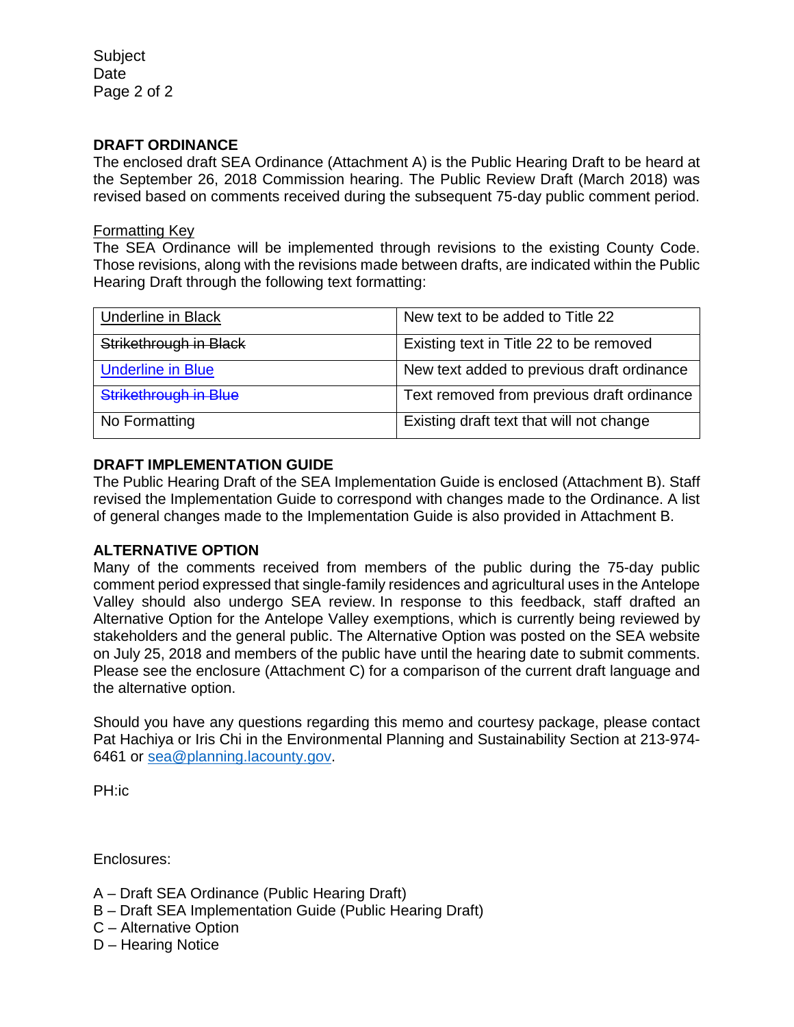## DRAFT ORDINANCE

The enclosed draft SEA Ordinance (Attachment A) is the Public Hearing Draft to be heard at the September 26, 2018 Commission hearing. The Public Review Draft (March 2018) was revised based on comments received during the subsequent 75-day public comment period.

<u>Formatting Key</u>

The SEA Ordinance will be implemented through revisions to the existing County Code. Those revisions, along with the revisions made between drafts, are indicated within the Public Hearing Draft through the following text formatting:

| | |
|---|---|
| <u>Underline in Black</u> | New text to be added to Title 22 |
| ~~Strikethrough in Black~~ | Existing text in Title 22 to be removed |
| <u>Underline in Blue</u> | New text added to previous draft ordinance |
| ~~Strikethrough in Blue~~ | Text removed from previous draft ordinance |
| No Formatting | Existing draft text that will not change |

## DRAFT IMPLEMENTATION GUIDE

The Public Hearing Draft of the SEA Implementation Guide is enclosed (Attachment B). Staff revised the Implementation Guide to correspond with changes made to the Ordinance. A list of general changes made to the Implementation Guide is also provided in Attachment B.

## ALTERNATIVE OPTION

Many of the comments received from members of the public during the 75-day public comment period expressed that single-family residences and agricultural uses in the Antelope Valley should also undergo SEA review. In response to this feedback, staff drafted an Alternative Option for the Antelope Valley exemptions, which is currently being reviewed by stakeholders and the general public. The Alternative Option was posted on the SEA website on July 25, 2018 and members of the public have until the hearing date to submit comments. Please see the enclosure (Attachment C) for a comparison of the current draft language and the alternative option.

Should you have any questions regarding this memo and courtesy package, please contact Pat Hachiya or Iris Chi in the Environmental Planning and Sustainability Section at 213-974-6461 or sea@planning.lacounty.gov.

PH:ic

Enclosures:

A – Draft SEA Ordinance (Public Hearing Draft)
B – Draft SEA Implementation Guide (Public Hearing Draft)
C – Alternative Option
D – Hearing Notice